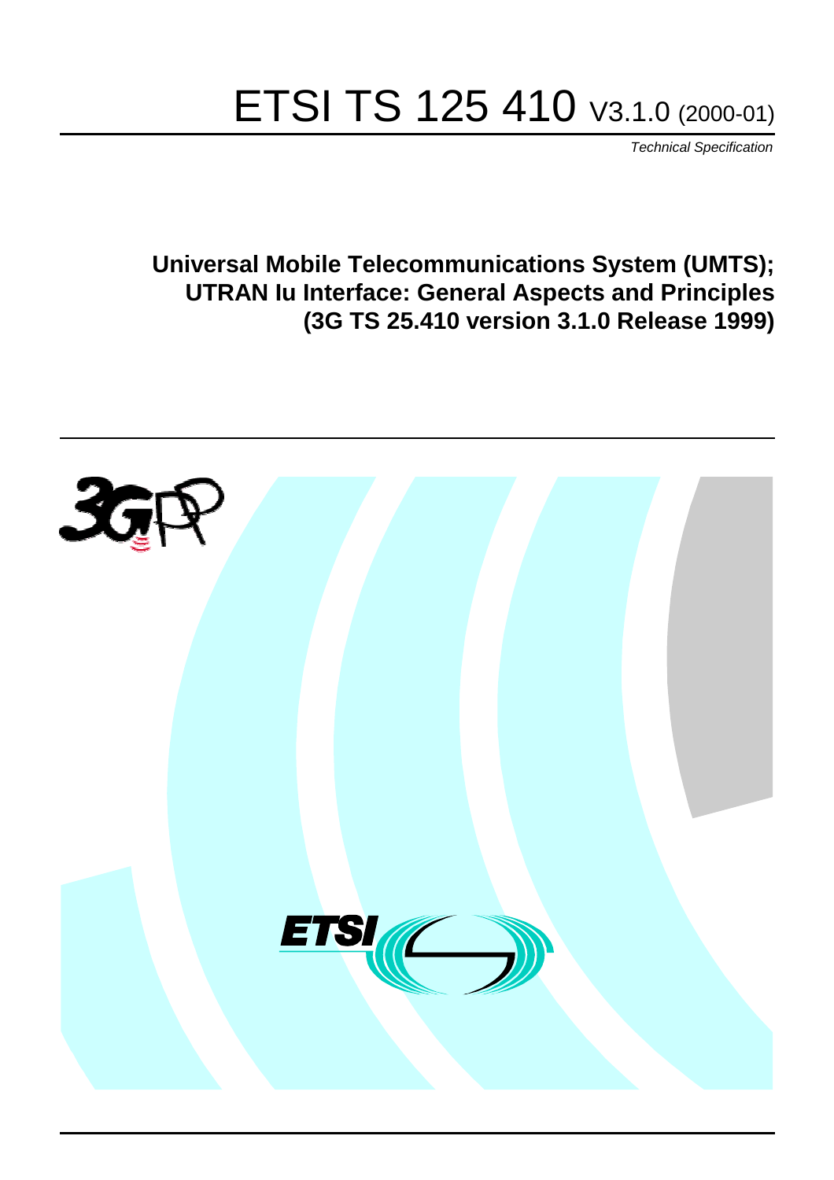# ETSI TS 125 410 V3.1.0 (2000-01)

*Technical Specification*

**Universal Mobile Telecommunications System (UMTS); UTRAN Iu Interface: General Aspects and Principles (3G TS 25.410 version 3.1.0 Release 1999)**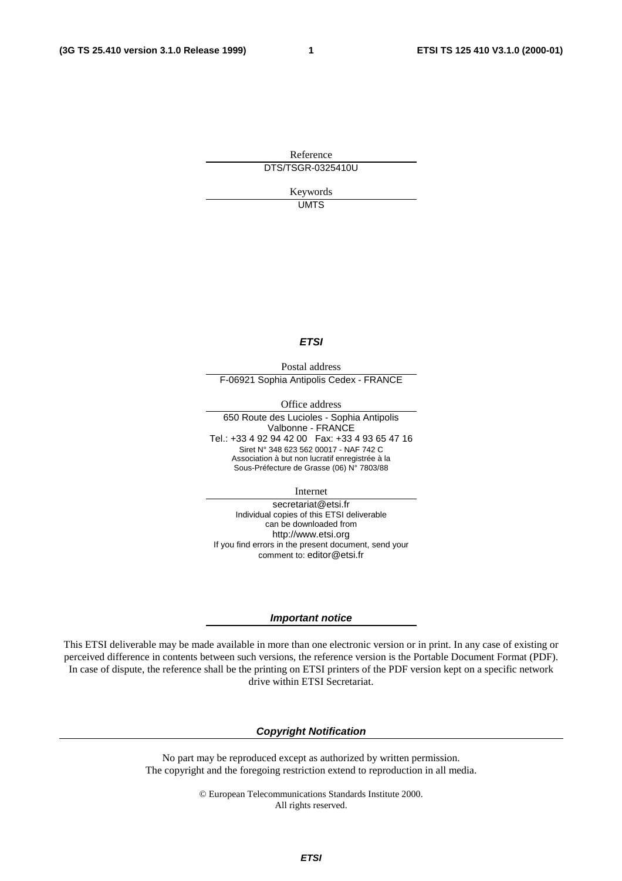Reference

DTS/TSGR-0325410U

Keywords

UMTS

***ETSI***

Postal address

F-06921 Sophia Antipolis Cedex - FRANCE

Office address

650 Route des Lucioles - Sophia Antipolis
Valbonne - FRANCE
Tel.: +33 4 92 94 42 00 Fax: +33 4 93 65 47 16
Siret N° 348 623 562 00017 - NAF 742 C
Association à but non lucratif enregistrée à la
Sous-Préfecture de Grasse (06) N° 7803/88

Internet

secretariat@etsi.fr
Individual copies of this ETSI deliverable
can be downloaded from
http://www.etsi.org
If you find errors in the present document, send your
comment to: editor@etsi.fr

***Important notice***

This ETSI deliverable may be made available in more than one electronic version or in print. In any case of existing or perceived difference in contents between such versions, the reference version is the Portable Document Format (PDF). In case of dispute, the reference shall be the printing on ETSI printers of the PDF version kept on a specific network drive within ETSI Secretariat.

***Copyright Notification***

No part may be reproduced except as authorized by written permission.
The copyright and the foregoing restriction extend to reproduction in all media.

© European Telecommunications Standards Institute 2000.
All rights reserved.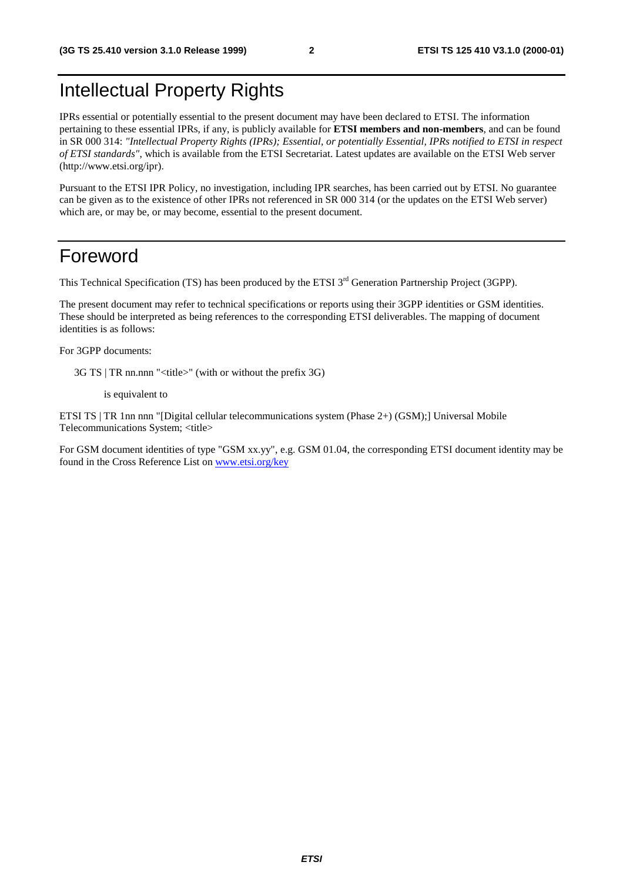# Intellectual Property Rights

IPRs essential or potentially essential to the present document may have been declared to ETSI. The information pertaining to these essential IPRs, if any, is publicly available for **ETSI members and non-members**, and can be found in SR 000 314: *"Intellectual Property Rights (IPRs); Essential, or potentially Essential, IPRs notified to ETSI in respect of ETSI standards"*, which is available from the ETSI Secretariat. Latest updates are available on the ETSI Web server (http://www.etsi.org/ipr).

Pursuant to the ETSI IPR Policy, no investigation, including IPR searches, has been carried out by ETSI. No guarantee can be given as to the existence of other IPRs not referenced in SR 000 314 (or the updates on the ETSI Web server) which are, or may be, or may become, essential to the present document.

# Foreword

This Technical Specification (TS) has been produced by the ETSI 3rd Generation Partnership Project (3GPP).

The present document may refer to technical specifications or reports using their 3GPP identities or GSM identities. These should be interpreted as being references to the corresponding ETSI deliverables. The mapping of document identities is as follows:

For 3GPP documents:

3G TS | TR nn.nnn "<title>" (with or without the prefix 3G)

is equivalent to

ETSI TS | TR 1nn nnn "[Digital cellular telecommunications system (Phase 2+) (GSM);] Universal Mobile Telecommunications System; <title>

For GSM document identities of type "GSM xx.yy", e.g. GSM 01.04, the corresponding ETSI document identity may be found in the Cross Reference List on www.etsi.org/key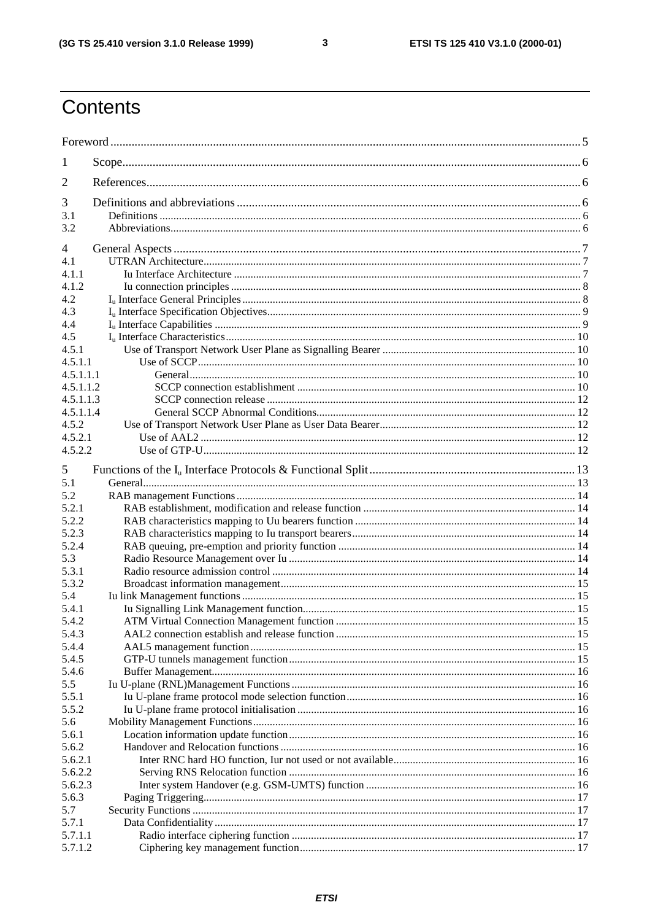# Contents

Foreword ... 5

1 Scope ... 6

2 References ... 6

3 Definitions and abbreviations ... 6
- 3.1 Definitions ... 6
- 3.2 Abbreviations ... 6

4 General Aspects ... 7
- 4.1 UTRAN Architecture ... 7
- 4.1.1 Iu Interface Architecture ... 7
- 4.1.2 Iu connection principles ... 8
- 4.2 $I_u$ Interface General Principles ... 8
- 4.3 $I_u$ Interface Specification Objectives ... 9
- 4.4 $I_u$ Interface Capabilities ... 9
- 4.5 $I_u$ Interface Characteristics ... 10
- 4.5.1 Use of Transport Network User Plane as Signalling Bearer ... 10
- 4.5.1.1 Use of SCCP ... 10
- 4.5.1.1.1 General ... 10
- 4.5.1.1.2 SCCP connection establishment ... 10
- 4.5.1.1.3 SCCP connection release ... 12
- 4.5.1.1.4 General SCCP Abnormal Conditions ... 12
- 4.5.2 Use of Transport Network User Plane as User Data Bearer ... 12
- 4.5.2.1 Use of AAL2 ... 12
- 4.5.2.2 Use of GTP-U ... 12

5 Functions of the $I_u$ Interface Protocols & Functional Split ... 13
- 5.1 General ... 13
- 5.2 RAB management Functions ... 14
- 5.2.1 RAB establishment, modification and release function ... 14
- 5.2.2 RAB characteristics mapping to Uu bearers function ... 14
- 5.2.3 RAB characteristics mapping to Iu transport bearers ... 14
- 5.2.4 RAB queuing, pre-emption and priority function ... 14
- 5.3 Radio Resource Management over Iu ... 14
- 5.3.1 Radio resource admission control ... 14
- 5.3.2 Broadcast information management ... 15
- 5.4 Iu link Management functions ... 15
- 5.4.1 Iu Signalling Link Management function ... 15
- 5.4.2 ATM Virtual Connection Management function ... 15
- 5.4.3 AAL2 connection establish and release function ... 15
- 5.4.4 AAL5 management function ... 15
- 5.4.5 GTP-U tunnels management function ... 15
- 5.4.6 Buffer Management ... 16
- 5.5 Iu U-plane (RNL)Management Functions ... 16
- 5.5.1 Iu U-plane frame protocol mode selection function ... 16
- 5.5.2 Iu U-plane frame protocol initialisation ... 16
- 5.6 Mobility Management Functions ... 16
- 5.6.1 Location information update function ... 16
- 5.6.2 Handover and Relocation functions ... 16
- 5.6.2.1 Inter RNC hard HO function, Iur not used or not available ... 16
- 5.6.2.2 Serving RNS Relocation function ... 16
- 5.6.2.3 Inter system Handover (e.g. GSM-UMTS) function ... 16
- 5.6.3 Paging Triggering ... 17
- 5.7 Security Functions ... 17
- 5.7.1 Data Confidentiality ... 17
- 5.7.1.1 Radio interface ciphering function ... 17
- 5.7.1.2 Ciphering key management function ... 17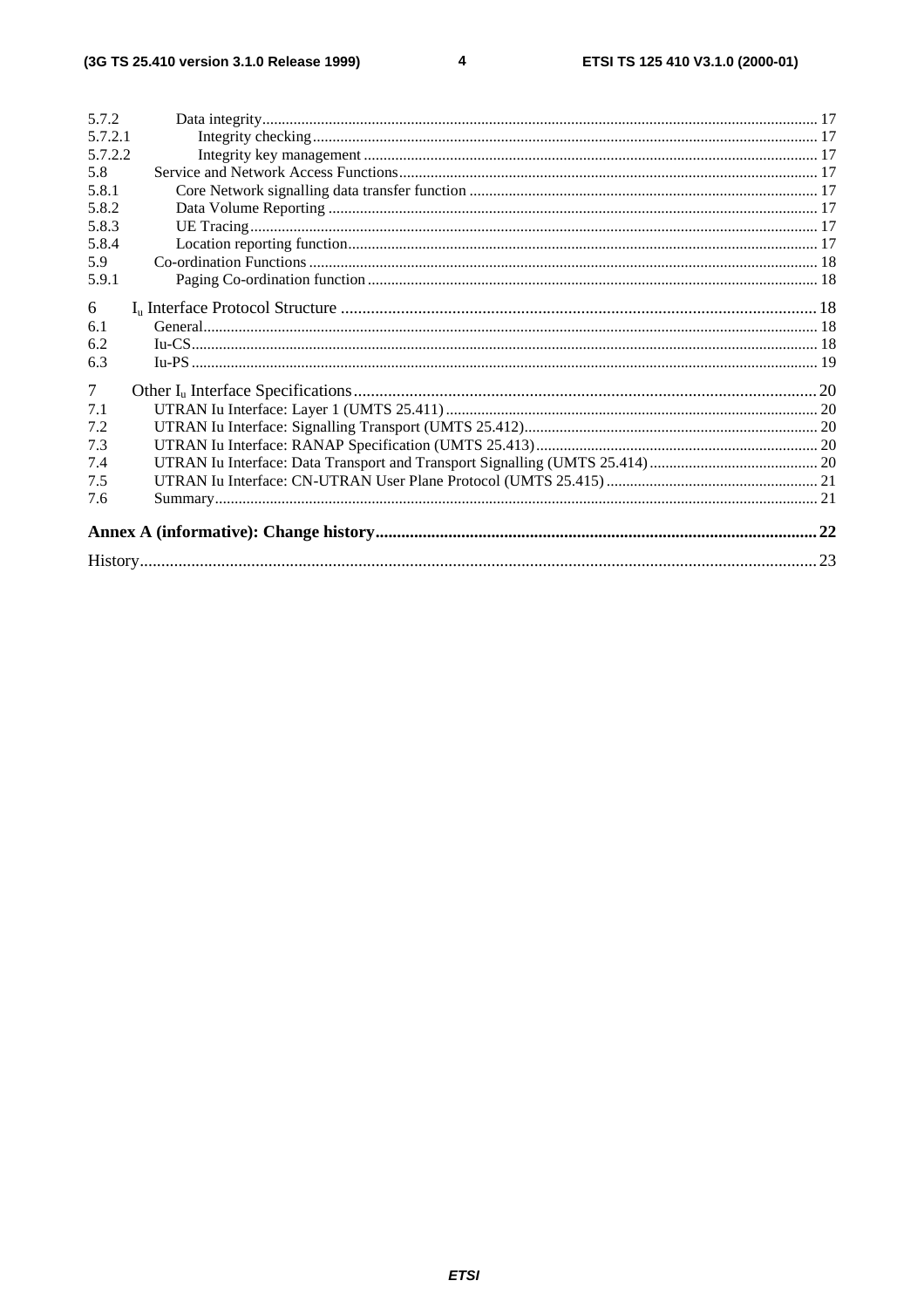5.7.2 Data integrity ... 17
5.7.2.1 Integrity checking ... 17
5.7.2.2 Integrity key management ... 17
5.8 Service and Network Access Functions ... 17
5.8.1 Core Network signalling data transfer function ... 17
5.8.2 Data Volume Reporting ... 17
5.8.3 UE Tracing ... 17
5.8.4 Location reporting function ... 17
5.9 Co-ordination Functions ... 18
5.9.1 Paging Co-ordination function ... 18

6 $I_u$ Interface Protocol Structure ... 18
6.1 General ... 18
6.2 Iu-CS ... 18
6.3 Iu-PS ... 19

7 Other $I_u$ Interface Specifications ... 20
7.1 UTRAN Iu Interface: Layer 1 (UMTS 25.411) ... 20
7.2 UTRAN Iu Interface: Signalling Transport (UMTS 25.412) ... 20
7.3 UTRAN Iu Interface: RANAP Specification (UMTS 25.413) ... 20
7.4 UTRAN Iu Interface: Data Transport and Transport Signalling (UMTS 25.414) ... 20
7.5 UTRAN Iu Interface: CN-UTRAN User Plane Protocol (UMTS 25.415) ... 21
7.6 Summary ... 21

**Annex A (informative): Change history ... 22**

History ... 23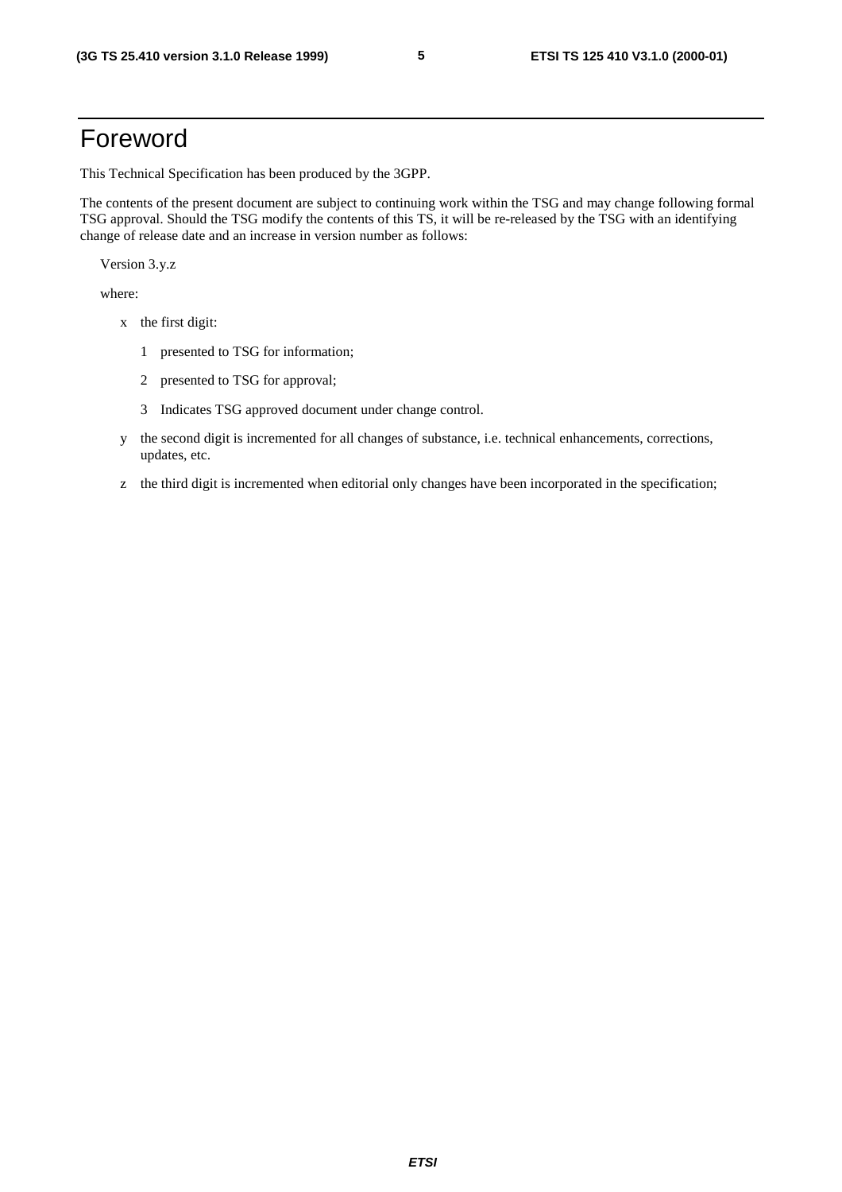# Foreword

This Technical Specification has been produced by the 3GPP.

The contents of the present document are subject to continuing work within the TSG and may change following formal TSG approval. Should the TSG modify the contents of this TS, it will be re-released by the TSG with an identifying change of release date and an increase in version number as follows:

Version 3.y.z

where:

- x the first digit:
  - 1 presented to TSG for information;
  - 2 presented to TSG for approval;
  - 3 Indicates TSG approved document under change control.
- y the second digit is incremented for all changes of substance, i.e. technical enhancements, corrections, updates, etc.
- z the third digit is incremented when editorial only changes have been incorporated in the specification;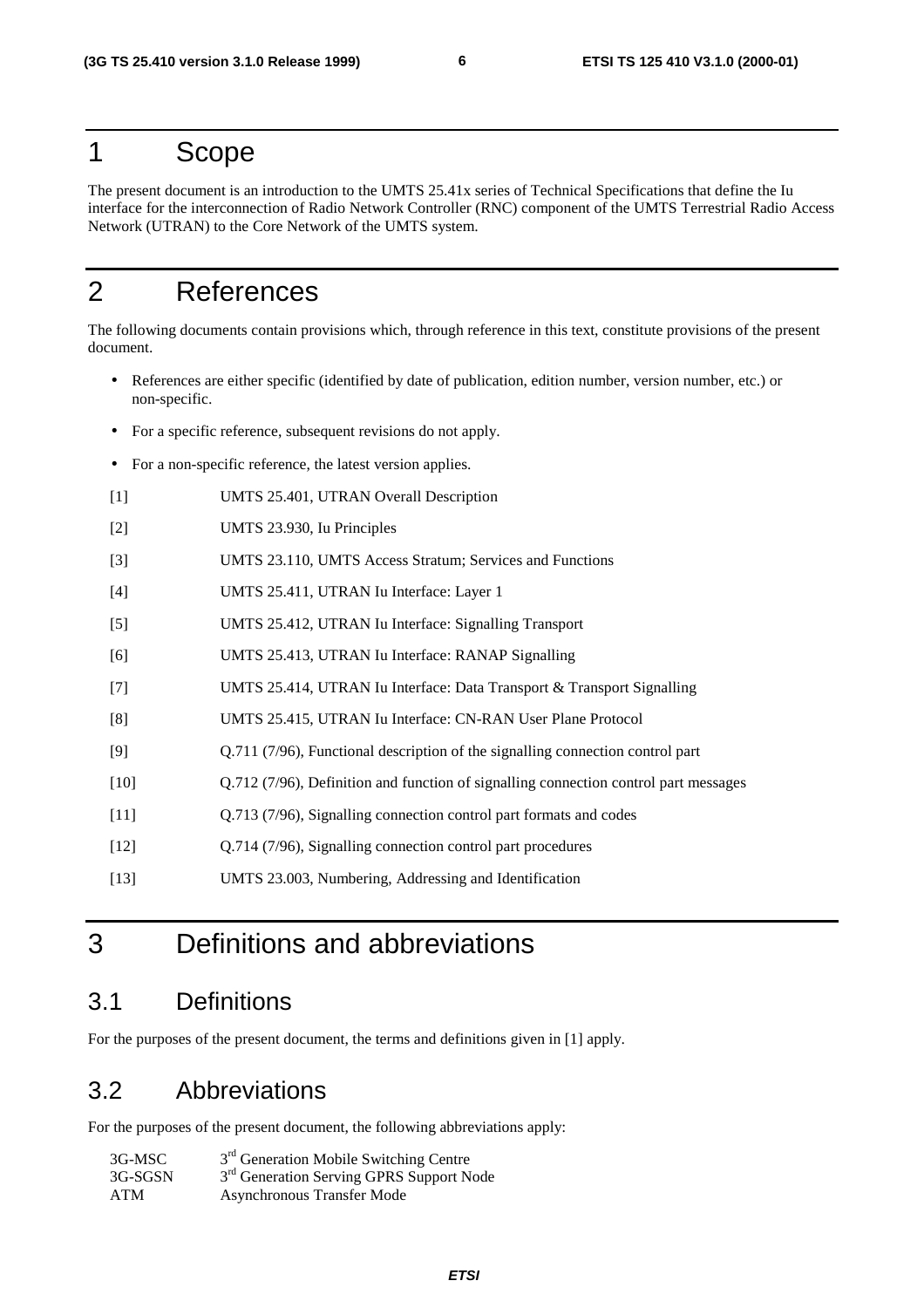# 1 Scope

The present document is an introduction to the UMTS 25.41x series of Technical Specifications that define the Iu interface for the interconnection of Radio Network Controller (RNC) component of the UMTS Terrestrial Radio Access Network (UTRAN) to the Core Network of the UMTS system.

# 2 References

The following documents contain provisions which, through reference in this text, constitute provisions of the present document.

- References are either specific (identified by date of publication, edition number, version number, etc.) or non-specific.
- For a specific reference, subsequent revisions do not apply.
- For a non-specific reference, the latest version applies.

[1] UMTS 25.401, UTRAN Overall Description

[2] UMTS 23.930, Iu Principles

[3] UMTS 23.110, UMTS Access Stratum; Services and Functions

[4] UMTS 25.411, UTRAN Iu Interface: Layer 1

[5] UMTS 25.412, UTRAN Iu Interface: Signalling Transport

[6] UMTS 25.413, UTRAN Iu Interface: RANAP Signalling

[7] UMTS 25.414, UTRAN Iu Interface: Data Transport & Transport Signalling

[8] UMTS 25.415, UTRAN Iu Interface: CN-RAN User Plane Protocol

[9] Q.711 (7/96), Functional description of the signalling connection control part

[10] Q.712 (7/96), Definition and function of signalling connection control part messages

[11] Q.713 (7/96), Signalling connection control part formats and codes

[12] Q.714 (7/96), Signalling connection control part procedures

[13] UMTS 23.003, Numbering, Addressing and Identification

# 3 Definitions and abbreviations

## 3.1 Definitions

For the purposes of the present document, the terms and definitions given in [1] apply.

## 3.2 Abbreviations

For the purposes of the present document, the following abbreviations apply:

3G-MSC 3rd Generation Mobile Switching Centre
3G-SGSN 3rd Generation Serving GPRS Support Node
ATM Asynchronous Transfer Mode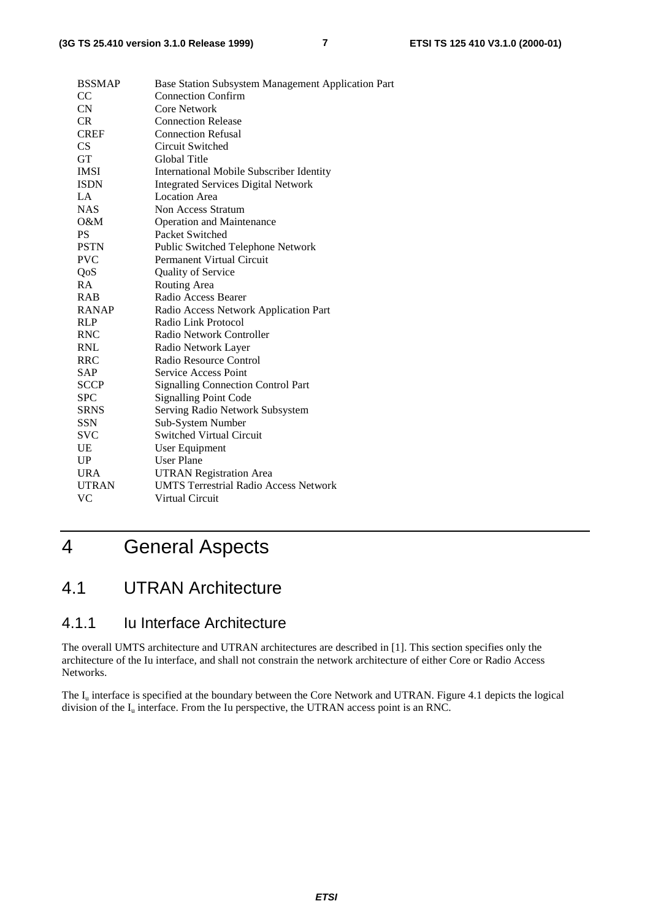| | |
|---|---|
| BSSMAP | Base Station Subsystem Management Application Part |
| CC | Connection Confirm |
| CN | Core Network |
| CR | Connection Release |
| CREF | Connection Refusal |
| CS | Circuit Switched |
| GT | Global Title |
| IMSI | International Mobile Subscriber Identity |
| ISDN | Integrated Services Digital Network |
| LA | Location Area |
| NAS | Non Access Stratum |
| O&M | Operation and Maintenance |
| PS | Packet Switched |
| PSTN | Public Switched Telephone Network |
| PVC | Permanent Virtual Circuit |
| QoS | Quality of Service |
| RA | Routing Area |
| RAB | Radio Access Bearer |
| RANAP | Radio Access Network Application Part |
| RLP | Radio Link Protocol |
| RNC | Radio Network Controller |
| RNL | Radio Network Layer |
| RRC | Radio Resource Control |
| SAP | Service Access Point |
| SCCP | Signalling Connection Control Part |
| SPC | Signalling Point Code |
| SRNS | Serving Radio Network Subsystem |
| SSN | Sub-System Number |
| SVC | Switched Virtual Circuit |
| UE | User Equipment |
| UP | User Plane |
| URA | UTRAN Registration Area |
| UTRAN | UMTS Terrestrial Radio Access Network |
| VC | Virtual Circuit |

# 4 General Aspects

## 4.1 UTRAN Architecture

### 4.1.1 Iu Interface Architecture

The overall UMTS architecture and UTRAN architectures are described in [1]. This section specifies only the architecture of the Iu interface, and shall not constrain the network architecture of either Core or Radio Access Networks.

The $I_u$ interface is specified at the boundary between the Core Network and UTRAN. Figure 4.1 depicts the logical division of the $I_u$ interface. From the Iu perspective, the UTRAN access point is an RNC.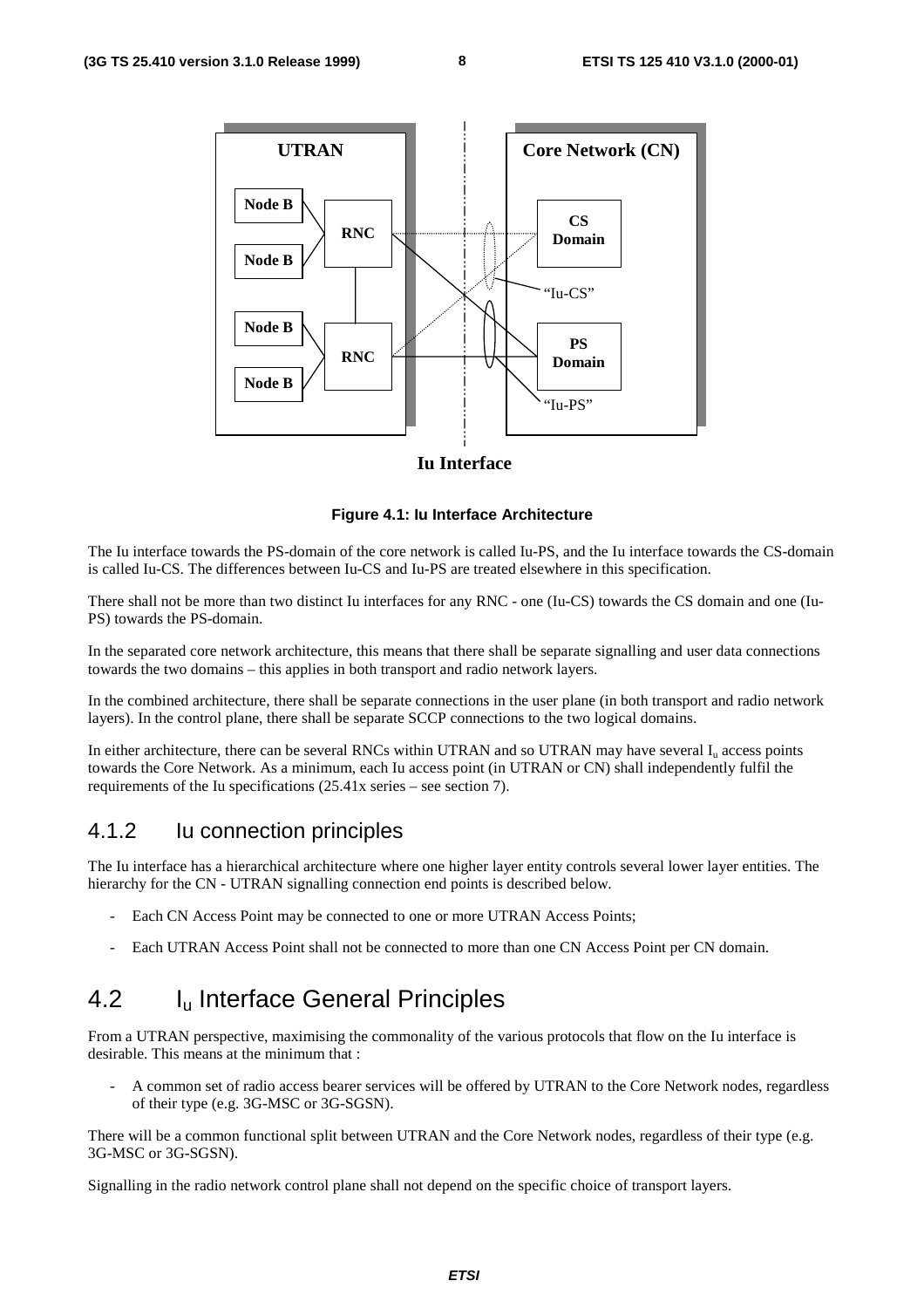Figure 4.1: Iu Interface Architecture

The Iu interface towards the PS-domain of the core network is called Iu-PS, and the Iu interface towards the CS-domain is called Iu-CS. The differences between Iu-CS and Iu-PS are treated elsewhere in this specification.

There shall not be more than two distinct Iu interfaces for any RNC - one (Iu-CS) towards the CS domain and one (Iu-PS) towards the PS-domain.

In the separated core network architecture, this means that there shall be separate signalling and user data connections towards the two domains – this applies in both transport and radio network layers.

In the combined architecture, there shall be separate connections in the user plane (in both transport and radio network layers). In the control plane, there shall be separate SCCP connections to the two logical domains.

In either architecture, there can be several RNCs within UTRAN and so UTRAN may have several $I_u$ access points towards the Core Network. As a minimum, each Iu access point (in UTRAN or CN) shall independently fulfil the requirements of the Iu specifications (25.41x series – see section 7).

### 4.1.2 Iu connection principles

The Iu interface has a hierarchical architecture where one higher layer entity controls several lower layer entities. The hierarchy for the CN - UTRAN signalling connection end points is described below.

- Each CN Access Point may be connected to one or more UTRAN Access Points;
- Each UTRAN Access Point shall not be connected to more than one CN Access Point per CN domain.

## 4.2 $I_u$ Interface General Principles

From a UTRAN perspective, maximising the commonality of the various protocols that flow on the Iu interface is desirable. This means at the minimum that :

- A common set of radio access bearer services will be offered by UTRAN to the Core Network nodes, regardless of their type (e.g. 3G-MSC or 3G-SGSN).

There will be a common functional split between UTRAN and the Core Network nodes, regardless of their type (e.g. 3G-MSC or 3G-SGSN).

Signalling in the radio network control plane shall not depend on the specific choice of transport layers.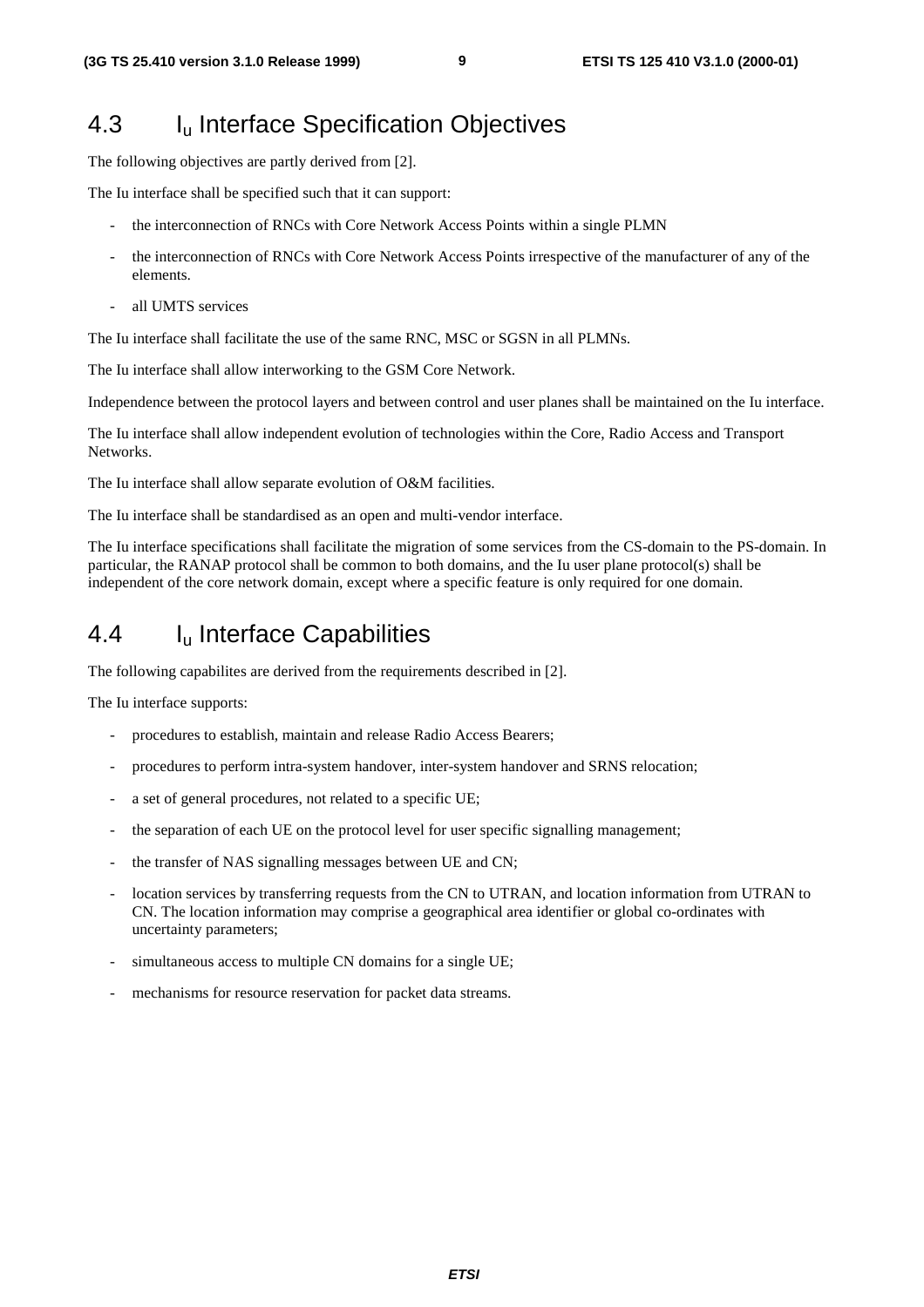## 4.3 $I_u$ Interface Specification Objectives

The following objectives are partly derived from [2].

The Iu interface shall be specified such that it can support:

- the interconnection of RNCs with Core Network Access Points within a single PLMN
- the interconnection of RNCs with Core Network Access Points irrespective of the manufacturer of any of the elements.
- all UMTS services

The Iu interface shall facilitate the use of the same RNC, MSC or SGSN in all PLMNs.

The Iu interface shall allow interworking to the GSM Core Network.

Independence between the protocol layers and between control and user planes shall be maintained on the Iu interface.

The Iu interface shall allow independent evolution of technologies within the Core, Radio Access and Transport Networks.

The Iu interface shall allow separate evolution of O&M facilities.

The Iu interface shall be standardised as an open and multi-vendor interface.

The Iu interface specifications shall facilitate the migration of some services from the CS-domain to the PS-domain. In particular, the RANAP protocol shall be common to both domains, and the Iu user plane protocol(s) shall be independent of the core network domain, except where a specific feature is only required for one domain.

## 4.4 $I_u$ Interface Capabilities

The following capabilites are derived from the requirements described in [2].

The Iu interface supports:

- procedures to establish, maintain and release Radio Access Bearers;
- procedures to perform intra-system handover, inter-system handover and SRNS relocation;
- a set of general procedures, not related to a specific UE;
- the separation of each UE on the protocol level for user specific signalling management;
- the transfer of NAS signalling messages between UE and CN;
- location services by transferring requests from the CN to UTRAN, and location information from UTRAN to CN. The location information may comprise a geographical area identifier or global co-ordinates with uncertainty parameters;
- simultaneous access to multiple CN domains for a single UE;
- mechanisms for resource reservation for packet data streams.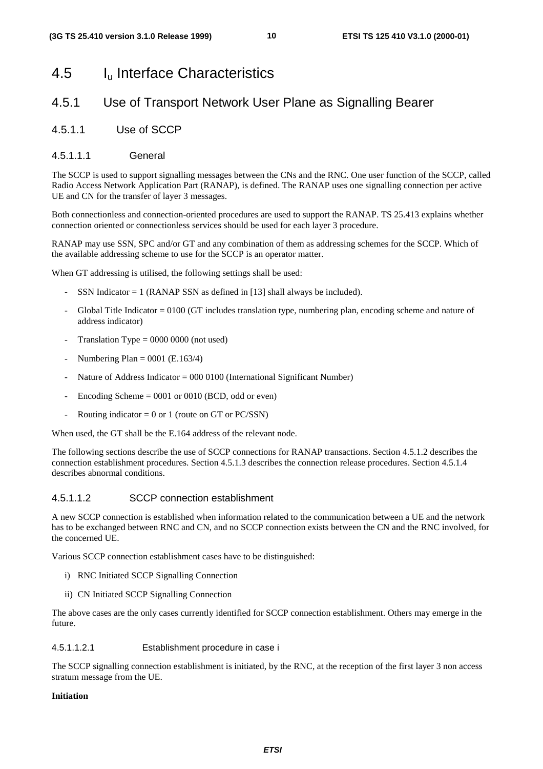# 4.5 $I_u$ Interface Characteristics

## 4.5.1 Use of Transport Network User Plane as Signalling Bearer

### 4.5.1.1 Use of SCCP

#### 4.5.1.1.1 General

The SCCP is used to support signalling messages between the CNs and the RNC. One user function of the SCCP, called Radio Access Network Application Part (RANAP), is defined. The RANAP uses one signalling connection per active UE and CN for the transfer of layer 3 messages.

Both connectionless and connection-oriented procedures are used to support the RANAP. TS 25.413 explains whether connection oriented or connectionless services should be used for each layer 3 procedure.

RANAP may use SSN, SPC and/or GT and any combination of them as addressing schemes for the SCCP. Which of the available addressing scheme to use for the SCCP is an operator matter.

When GT addressing is utilised, the following settings shall be used:

- SSN Indicator = 1 (RANAP SSN as defined in [13] shall always be included).
- Global Title Indicator = 0100 (GT includes translation type, numbering plan, encoding scheme and nature of address indicator)
- Translation Type = 0000 0000 (not used)
- Numbering Plan = 0001 (E.163/4)
- Nature of Address Indicator = 000 0100 (International Significant Number)
- Encoding Scheme = 0001 or 0010 (BCD, odd or even)
- Routing indicator = 0 or 1 (route on GT or PC/SSN)

When used, the GT shall be the E.164 address of the relevant node.

The following sections describe the use of SCCP connections for RANAP transactions. Section 4.5.1.2 describes the connection establishment procedures. Section 4.5.1.3 describes the connection release procedures. Section 4.5.1.4 describes abnormal conditions.

#### 4.5.1.1.2 SCCP connection establishment

A new SCCP connection is established when information related to the communication between a UE and the network has to be exchanged between RNC and CN, and no SCCP connection exists between the CN and the RNC involved, for the concerned UE.

Various SCCP connection establishment cases have to be distinguished:

i) RNC Initiated SCCP Signalling Connection

ii) CN Initiated SCCP Signalling Connection

The above cases are the only cases currently identified for SCCP connection establishment. Others may emerge in the future.

##### 4.5.1.1.2.1 Establishment procedure in case i

The SCCP signalling connection establishment is initiated, by the RNC, at the reception of the first layer 3 non access stratum message from the UE.

**Initiation**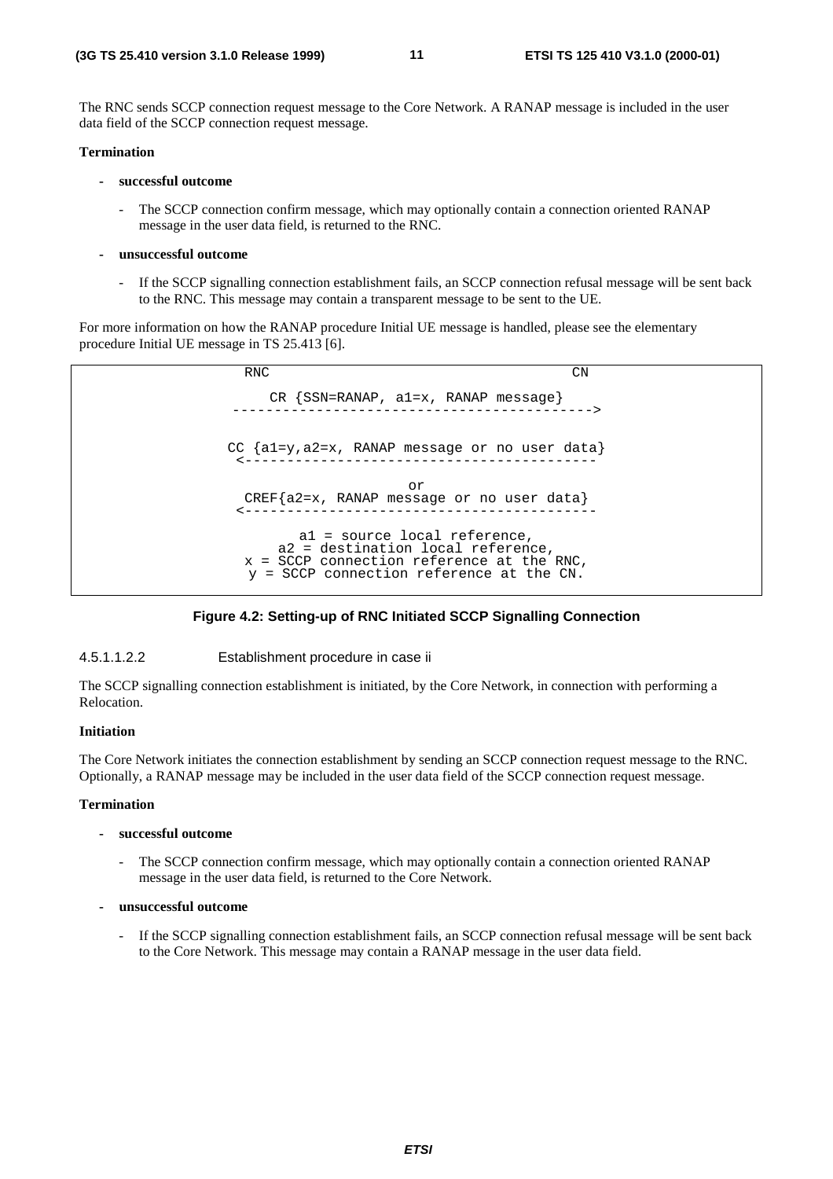The RNC sends SCCP connection request message to the Core Network. A RANAP message is included in the user data field of the SCCP connection request message.

**Termination**

- **successful outcome**
    - The SCCP connection confirm message, which may optionally contain a connection oriented RANAP message in the user data field, is returned to the RNC.
- **unsuccessful outcome**
    - If the SCCP signalling connection establishment fails, an SCCP connection refusal message will be sent back to the RNC. This message may contain a transparent message to be sent to the UE.

For more information on how the RANAP procedure Initial UE message is handled, please see the elementary procedure Initial UE message in TS 25.413 [6].

```
          RNC                                         CN

              CR {SSN=RANAP, a1=x, RANAP message}
         ------------------------------------------->


        CC {a1=y,a2=x, RANAP message or no user data}
         <-------------------------------------------

                              or
          CREF{a2=x, RANAP message or no user data}
         <-------------------------------------------

                  a1 = source local reference,
               a2 = destination local reference,
           x = SCCP connection reference at the RNC,
            y = SCCP connection reference at the CN.
```

**Figure 4.2: Setting-up of RNC Initiated SCCP Signalling Connection**

#### 4.5.1.1.2.2 Establishment procedure in case ii

The SCCP signalling connection establishment is initiated, by the Core Network, in connection with performing a Relocation.

**Initiation**

The Core Network initiates the connection establishment by sending an SCCP connection request message to the RNC. Optionally, a RANAP message may be included in the user data field of the SCCP connection request message.

**Termination**

- **successful outcome**
    - The SCCP connection confirm message, which may optionally contain a connection oriented RANAP message in the user data field, is returned to the Core Network.
- **unsuccessful outcome**
    - If the SCCP signalling connection establishment fails, an SCCP connection refusal message will be sent back to the Core Network. This message may contain a RANAP message in the user data field.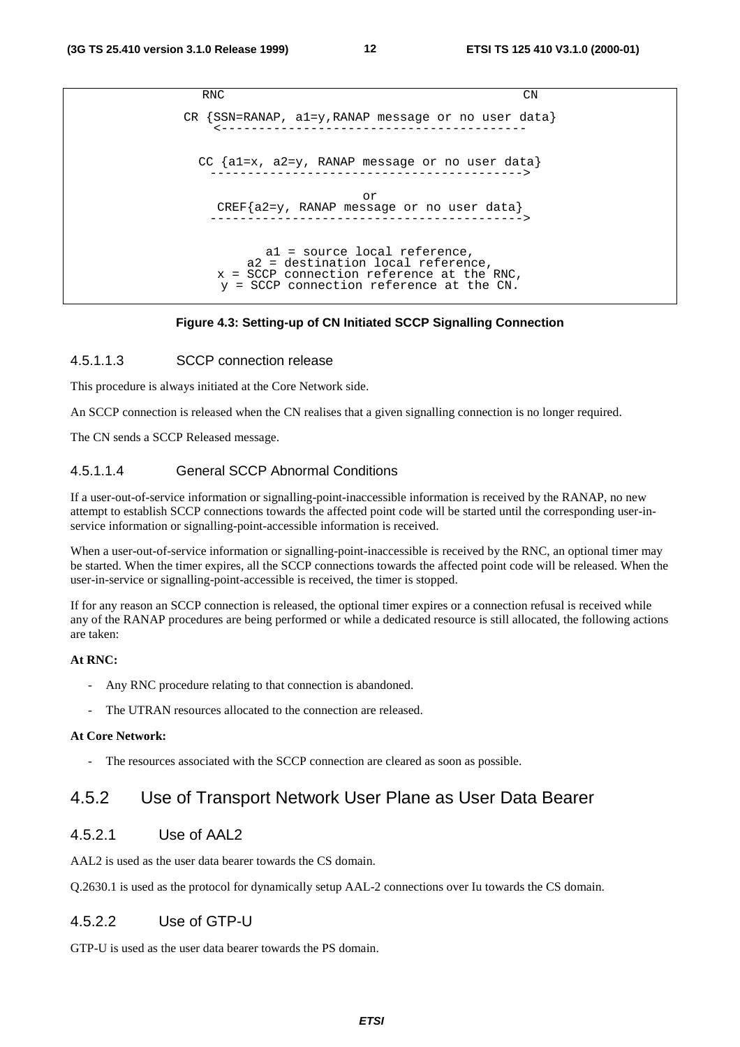```
                RNC                                             CN

            CR {SSN=RANAP, a1=y,RANAP message or no user data}
                <-----------------------------------------

              CC {a1=x, a2=y, RANAP message or no user data}
               ----------------------------------------->

                                       or
                CREF{a2=y, RANAP message or no user data}
               ----------------------------------------->


                       a1 = source local reference,
                    a2 = destination local reference,
                x = SCCP connection reference at the RNC,
                 y = SCCP connection reference at the CN.
```

**Figure 4.3: Setting-up of CN Initiated SCCP Signalling Connection**

##### 4.5.1.1.3 SCCP connection release

This procedure is always initiated at the Core Network side.

An SCCP connection is released when the CN realises that a given signalling connection is no longer required.

The CN sends a SCCP Released message.

##### 4.5.1.1.4 General SCCP Abnormal Conditions

If a user-out-of-service information or signalling-point-inaccessible information is received by the RANAP, no new attempt to establish SCCP connections towards the affected point code will be started until the corresponding user-in-service information or signalling-point-accessible information is received.

When a user-out-of-service information or signalling-point-inaccessible is received by the RNC, an optional timer may be started. When the timer expires, all the SCCP connections towards the affected point code will be released. When the user-in-service or signalling-point-accessible is received, the timer is stopped.

If for any reason an SCCP connection is released, the optional timer expires or a connection refusal is received while any of the RANAP procedures are being performed or while a dedicated resource is still allocated, the following actions are taken:

**At RNC:**

- Any RNC procedure relating to that connection is abandoned.
- The UTRAN resources allocated to the connection are released.

**At Core Network:**

- The resources associated with the SCCP connection are cleared as soon as possible.

### 4.5.2 Use of Transport Network User Plane as User Data Bearer

#### 4.5.2.1 Use of AAL2

AAL2 is used as the user data bearer towards the CS domain.

Q.2630.1 is used as the protocol for dynamically setup AAL-2 connections over Iu towards the CS domain.

#### 4.5.2.2 Use of GTP-U

GTP-U is used as the user data bearer towards the PS domain.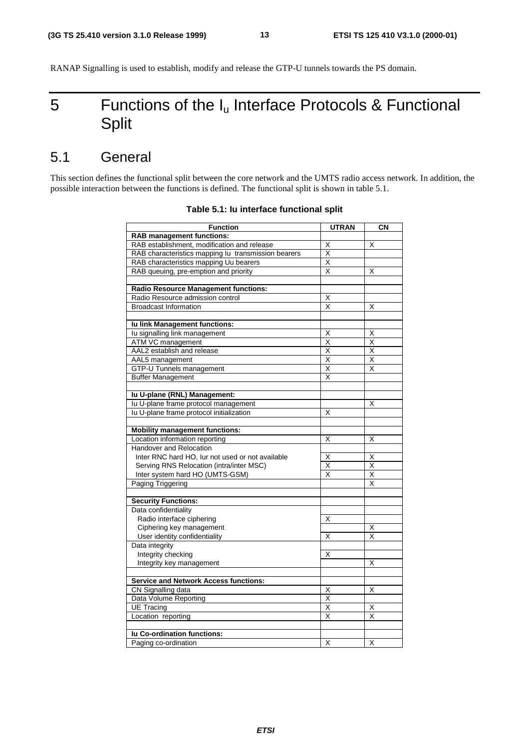RANAP Signalling is used to establish, modify and release the GTP-U tunnels towards the PS domain.

# 5 Functions of the $I_u$ Interface Protocols & Functional Split

## 5.1 General

This section defines the functional split between the core network and the UMTS radio access network. In addition, the possible interaction between the functions is defined. The functional split is shown in table 5.1.

**Table 5.1: Iu interface functional split**

| Function | UTRAN | CN |
|---|---|---|
| **RAB management functions:** | | |
| RAB establishment, modification and release | X | X |
| RAB characteristics mapping Iu transmission bearers | X | |
| RAB characteristics mapping Uu bearers | X | |
| RAB queuing, pre-emption and priority | X | X |
| | | |
| **Radio Resource Management functions:** | | |
| Radio Resource admission control | X | |
| Broadcast Information | X | X |
| | | |
| **Iu link Management functions:** | | |
| Iu signalling link management | X | X |
| ATM VC management | X | X |
| AAL2 establish and release | X | X |
| AAL5 management | X | X |
| GTP-U Tunnels management | X | X |
| Buffer Management | X | |
| | | |
| **Iu U-plane (RNL) Management:** | | |
| Iu U-plane frame protocol management | | X |
| Iu U-plane frame protocol initialization | X | |
| | | |
| **Mobility management functions:** | | |
| Location information reporting | X | X |
| Handover and Relocation | | |
| Inter RNC hard HO, Iur not used or not available | X | X |
| Serving RNS Relocation (intra/inter MSC) | X | X |
| Inter system hard HO (UMTS-GSM) | X | X |
| Paging Triggering | | X |
| | | |
| **Security Functions:** | | |
| Data confidentiality | | |
| Radio interface ciphering | X | |
| Ciphering key management | | X |
| User identity confidentiality | X | X |
| Data integrity | | |
| Integrity checking | X | |
| Integrity key management | | X |
| | | |
| **Service and Network Access functions:** | | |
| CN Signalling data | X | X |
| Data Volume Reporting | X | |
| UE Tracing | X | X |
| Location reporting | X | X |
| | | |
| **Iu Co-ordination functions:** | | |
| Paging co-ordination | X | X |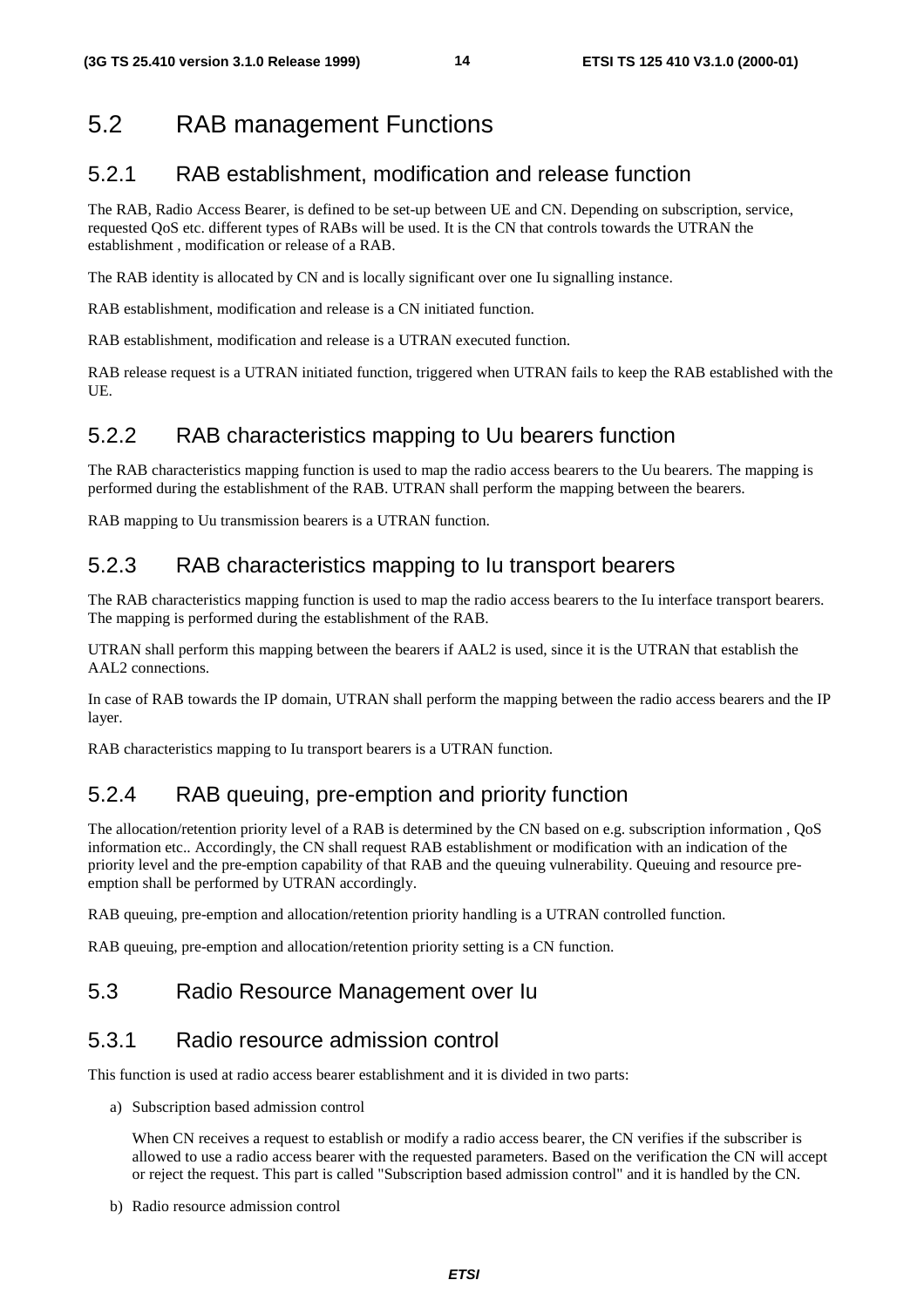## 5.2 RAB management Functions

### 5.2.1 RAB establishment, modification and release function

The RAB, Radio Access Bearer, is defined to be set-up between UE and CN. Depending on subscription, service, requested QoS etc. different types of RABs will be used. It is the CN that controls towards the UTRAN the establishment , modification or release of a RAB.

The RAB identity is allocated by CN and is locally significant over one Iu signalling instance.

RAB establishment, modification and release is a CN initiated function.

RAB establishment, modification and release is a UTRAN executed function.

RAB release request is a UTRAN initiated function, triggered when UTRAN fails to keep the RAB established with the UE.

### 5.2.2 RAB characteristics mapping to Uu bearers function

The RAB characteristics mapping function is used to map the radio access bearers to the Uu bearers. The mapping is performed during the establishment of the RAB. UTRAN shall perform the mapping between the bearers.

RAB mapping to Uu transmission bearers is a UTRAN function.

### 5.2.3 RAB characteristics mapping to Iu transport bearers

The RAB characteristics mapping function is used to map the radio access bearers to the Iu interface transport bearers. The mapping is performed during the establishment of the RAB.

UTRAN shall perform this mapping between the bearers if AAL2 is used, since it is the UTRAN that establish the AAL2 connections.

In case of RAB towards the IP domain, UTRAN shall perform the mapping between the radio access bearers and the IP layer.

RAB characteristics mapping to Iu transport bearers is a UTRAN function.

### 5.2.4 RAB queuing, pre-emption and priority function

The allocation/retention priority level of a RAB is determined by the CN based on e.g. subscription information , QoS information etc.. Accordingly, the CN shall request RAB establishment or modification with an indication of the priority level and the pre-emption capability of that RAB and the queuing vulnerability. Queuing and resource pre-emption shall be performed by UTRAN accordingly.

RAB queuing, pre-emption and allocation/retention priority handling is a UTRAN controlled function.

RAB queuing, pre-emption and allocation/retention priority setting is a CN function.

## 5.3 Radio Resource Management over Iu

### 5.3.1 Radio resource admission control

This function is used at radio access bearer establishment and it is divided in two parts:

a) Subscription based admission control

   When CN receives a request to establish or modify a radio access bearer, the CN verifies if the subscriber is allowed to use a radio access bearer with the requested parameters. Based on the verification the CN will accept or reject the request. This part is called "Subscription based admission control" and it is handled by the CN.

b) Radio resource admission control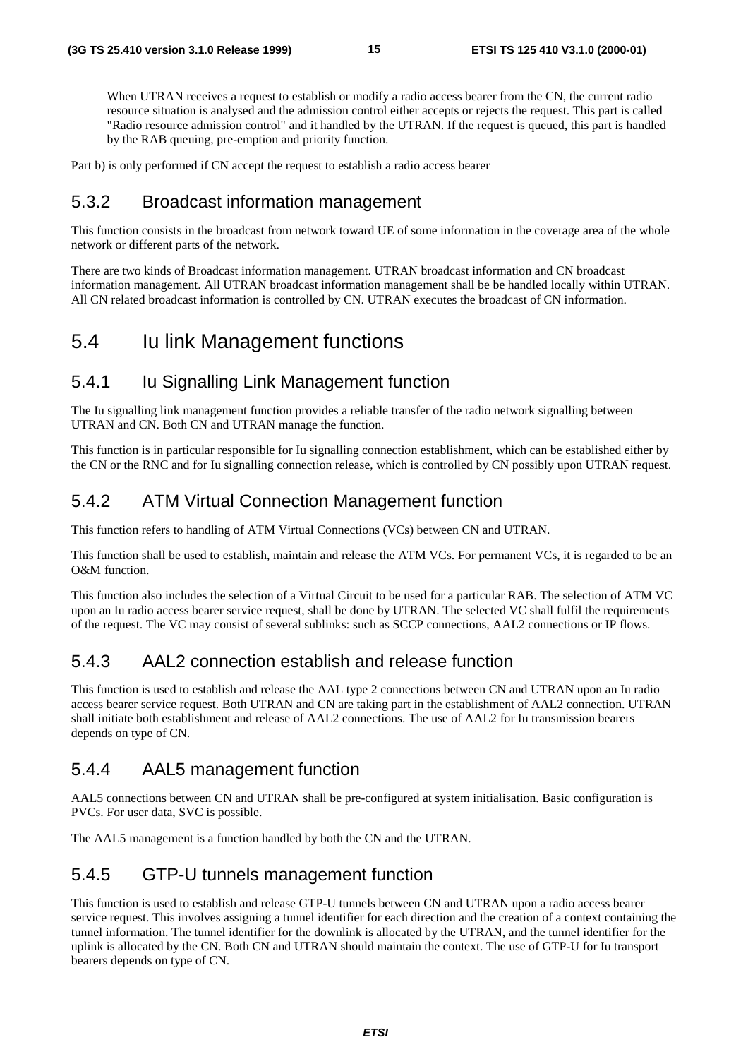When UTRAN receives a request to establish or modify a radio access bearer from the CN, the current radio resource situation is analysed and the admission control either accepts or rejects the request. This part is called "Radio resource admission control" and it handled by the UTRAN. If the request is queued, this part is handled by the RAB queuing, pre-emption and priority function.

Part b) is only performed if CN accept the request to establish a radio access bearer

### 5.3.2 Broadcast information management

This function consists in the broadcast from network toward UE of some information in the coverage area of the whole network or different parts of the network.

There are two kinds of Broadcast information management. UTRAN broadcast information and CN broadcast information management. All UTRAN broadcast information management shall be be handled locally within UTRAN. All CN related broadcast information is controlled by CN. UTRAN executes the broadcast of CN information.

## 5.4 Iu link Management functions

### 5.4.1 Iu Signalling Link Management function

The Iu signalling link management function provides a reliable transfer of the radio network signalling between UTRAN and CN. Both CN and UTRAN manage the function.

This function is in particular responsible for Iu signalling connection establishment, which can be established either by the CN or the RNC and for Iu signalling connection release, which is controlled by CN possibly upon UTRAN request.

### 5.4.2 ATM Virtual Connection Management function

This function refers to handling of ATM Virtual Connections (VCs) between CN and UTRAN.

This function shall be used to establish, maintain and release the ATM VCs. For permanent VCs, it is regarded to be an O&M function.

This function also includes the selection of a Virtual Circuit to be used for a particular RAB. The selection of ATM VC upon an Iu radio access bearer service request, shall be done by UTRAN. The selected VC shall fulfil the requirements of the request. The VC may consist of several sublinks: such as SCCP connections, AAL2 connections or IP flows.

### 5.4.3 AAL2 connection establish and release function

This function is used to establish and release the AAL type 2 connections between CN and UTRAN upon an Iu radio access bearer service request. Both UTRAN and CN are taking part in the establishment of AAL2 connection. UTRAN shall initiate both establishment and release of AAL2 connections. The use of AAL2 for Iu transmission bearers depends on type of CN.

### 5.4.4 AAL5 management function

AAL5 connections between CN and UTRAN shall be pre-configured at system initialisation. Basic configuration is PVCs. For user data, SVC is possible.

The AAL5 management is a function handled by both the CN and the UTRAN.

### 5.4.5 GTP-U tunnels management function

This function is used to establish and release GTP-U tunnels between CN and UTRAN upon a radio access bearer service request. This involves assigning a tunnel identifier for each direction and the creation of a context containing the tunnel information. The tunnel identifier for the downlink is allocated by the UTRAN, and the tunnel identifier for the uplink is allocated by the CN. Both CN and UTRAN should maintain the context. The use of GTP-U for Iu transport bearers depends on type of CN.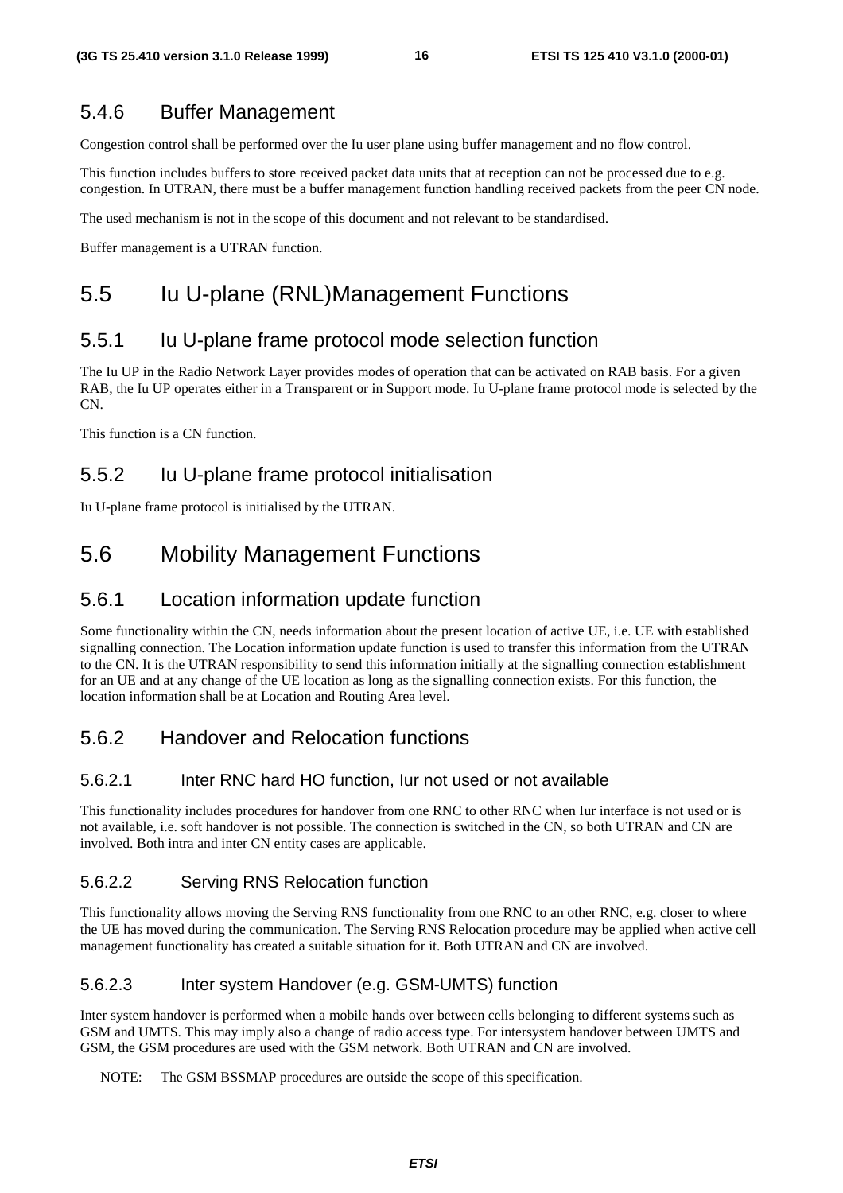### 5.4.6 Buffer Management

Congestion control shall be performed over the Iu user plane using buffer management and no flow control.

This function includes buffers to store received packet data units that at reception can not be processed due to e.g. congestion. In UTRAN, there must be a buffer management function handling received packets from the peer CN node.

The used mechanism is not in the scope of this document and not relevant to be standardised.

Buffer management is a UTRAN function.

## 5.5 Iu U-plane (RNL)Management Functions

### 5.5.1 Iu U-plane frame protocol mode selection function

The Iu UP in the Radio Network Layer provides modes of operation that can be activated on RAB basis. For a given RAB, the Iu UP operates either in a Transparent or in Support mode. Iu U-plane frame protocol mode is selected by the CN.

This function is a CN function.

### 5.5.2 Iu U-plane frame protocol initialisation

Iu U-plane frame protocol is initialised by the UTRAN.

## 5.6 Mobility Management Functions

### 5.6.1 Location information update function

Some functionality within the CN, needs information about the present location of active UE, i.e. UE with established signalling connection. The Location information update function is used to transfer this information from the UTRAN to the CN. It is the UTRAN responsibility to send this information initially at the signalling connection establishment for an UE and at any change of the UE location as long as the signalling connection exists. For this function, the location information shall be at Location and Routing Area level.

### 5.6.2 Handover and Relocation functions

#### 5.6.2.1 Inter RNC hard HO function, Iur not used or not available

This functionality includes procedures for handover from one RNC to other RNC when Iur interface is not used or is not available, i.e. soft handover is not possible. The connection is switched in the CN, so both UTRAN and CN are involved. Both intra and inter CN entity cases are applicable.

#### 5.6.2.2 Serving RNS Relocation function

This functionality allows moving the Serving RNS functionality from one RNC to an other RNC, e.g. closer to where the UE has moved during the communication. The Serving RNS Relocation procedure may be applied when active cell management functionality has created a suitable situation for it. Both UTRAN and CN are involved.

#### 5.6.2.3 Inter system Handover (e.g. GSM-UMTS) function

Inter system handover is performed when a mobile hands over between cells belonging to different systems such as GSM and UMTS. This may imply also a change of radio access type. For intersystem handover between UMTS and GSM, the GSM procedures are used with the GSM network. Both UTRAN and CN are involved.

NOTE: The GSM BSSMAP procedures are outside the scope of this specification.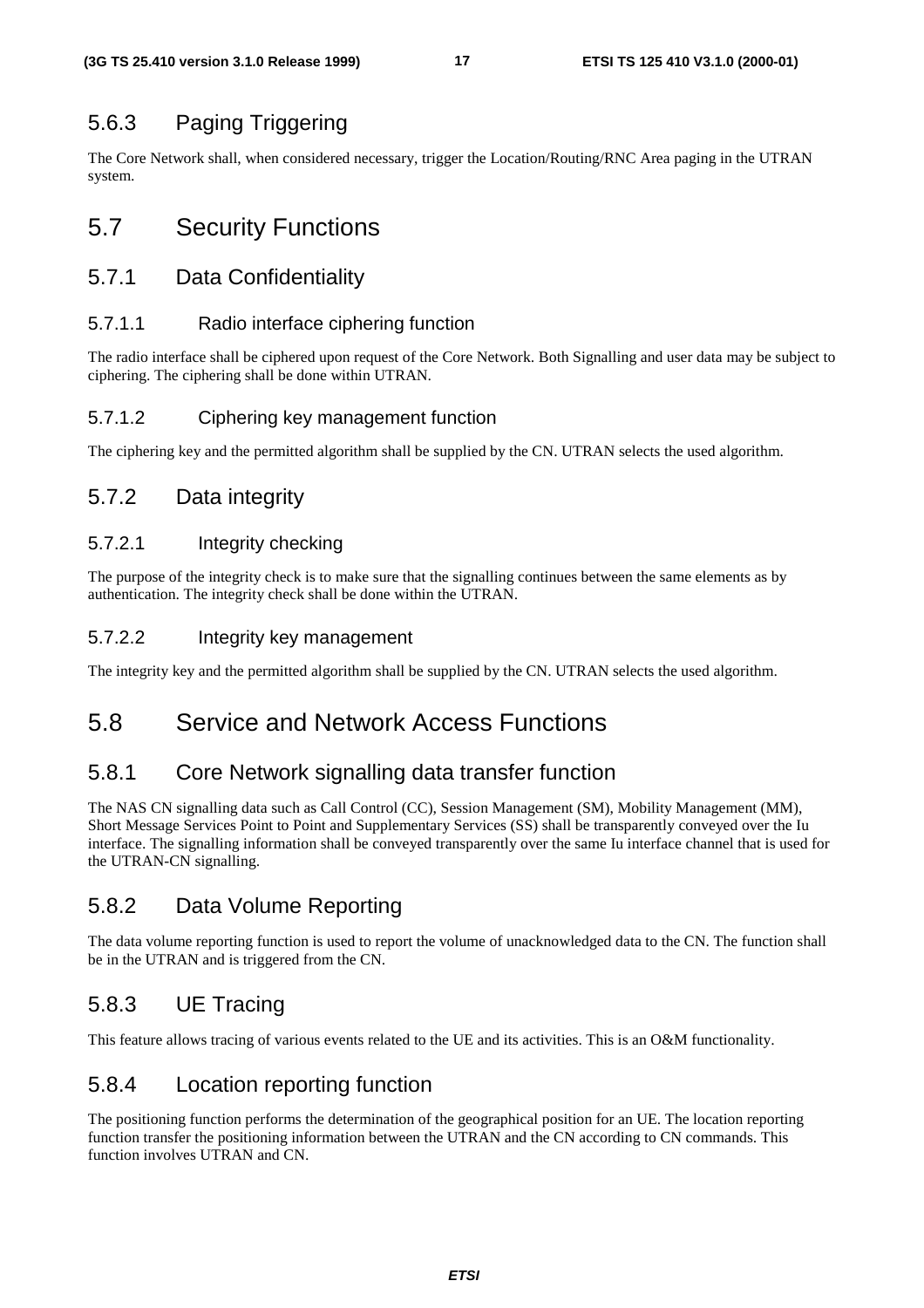### 5.6.3 Paging Triggering

The Core Network shall, when considered necessary, trigger the Location/Routing/RNC Area paging in the UTRAN system.

## 5.7 Security Functions

### 5.7.1 Data Confidentiality

#### 5.7.1.1 Radio interface ciphering function

The radio interface shall be ciphered upon request of the Core Network. Both Signalling and user data may be subject to ciphering. The ciphering shall be done within UTRAN.

#### 5.7.1.2 Ciphering key management function

The ciphering key and the permitted algorithm shall be supplied by the CN. UTRAN selects the used algorithm.

### 5.7.2 Data integrity

#### 5.7.2.1 Integrity checking

The purpose of the integrity check is to make sure that the signalling continues between the same elements as by authentication. The integrity check shall be done within the UTRAN.

#### 5.7.2.2 Integrity key management

The integrity key and the permitted algorithm shall be supplied by the CN. UTRAN selects the used algorithm.

## 5.8 Service and Network Access Functions

### 5.8.1 Core Network signalling data transfer function

The NAS CN signalling data such as Call Control (CC), Session Management (SM), Mobility Management (MM), Short Message Services Point to Point and Supplementary Services (SS) shall be transparently conveyed over the Iu interface. The signalling information shall be conveyed transparently over the same Iu interface channel that is used for the UTRAN-CN signalling.

### 5.8.2 Data Volume Reporting

The data volume reporting function is used to report the volume of unacknowledged data to the CN. The function shall be in the UTRAN and is triggered from the CN.

### 5.8.3 UE Tracing

This feature allows tracing of various events related to the UE and its activities. This is an O&M functionality.

### 5.8.4 Location reporting function

The positioning function performs the determination of the geographical position for an UE. The location reporting function transfer the positioning information between the UTRAN and the CN according to CN commands. This function involves UTRAN and CN.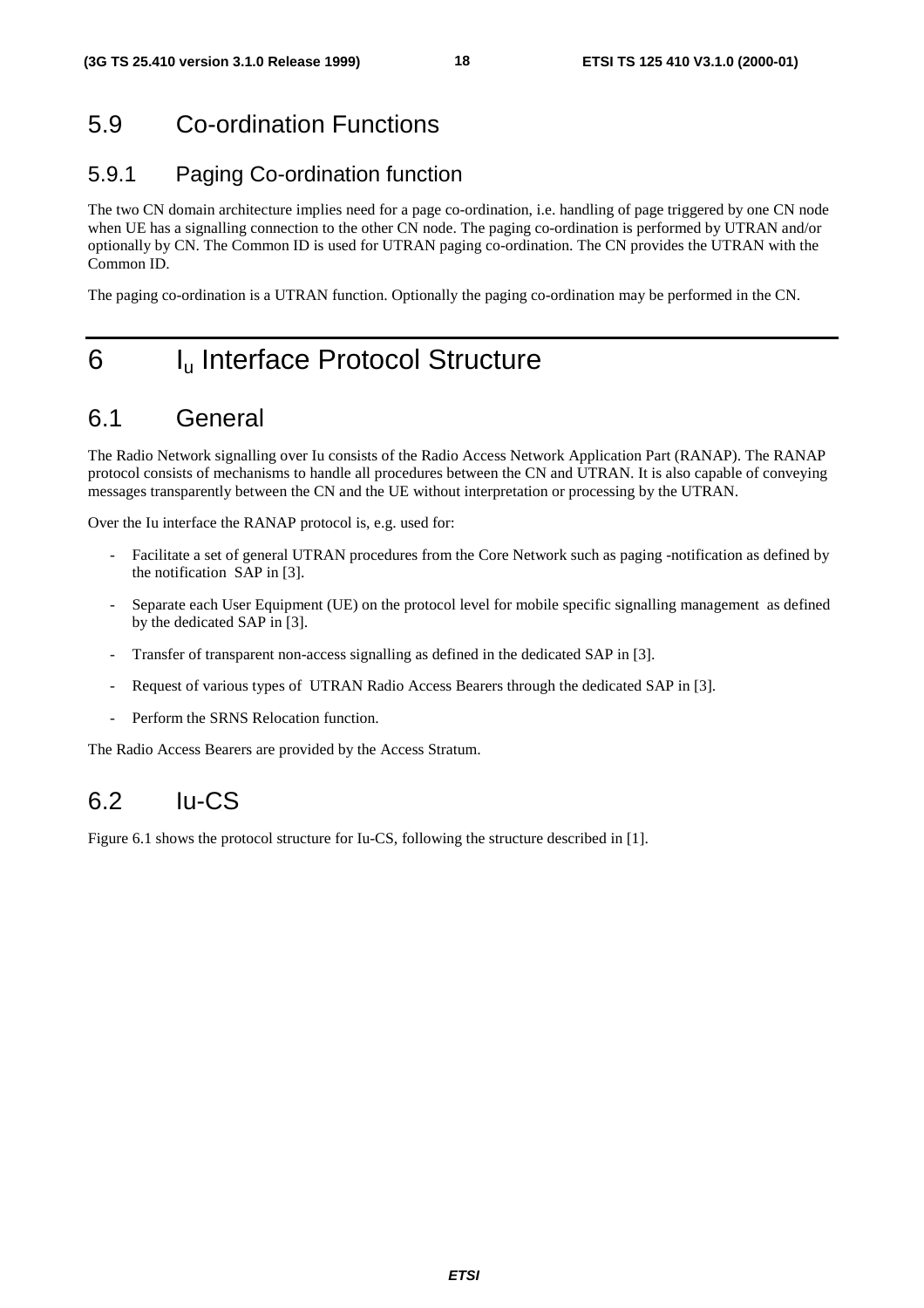## 5.9 Co-ordination Functions

### 5.9.1 Paging Co-ordination function

The two CN domain architecture implies need for a page co-ordination, i.e. handling of page triggered by one CN node when UE has a signalling connection to the other CN node. The paging co-ordination is performed by UTRAN and/or optionally by CN. The Common ID is used for UTRAN paging co-ordination. The CN provides the UTRAN with the Common ID.

The paging co-ordination is a UTRAN function. Optionally the paging co-ordination may be performed in the CN.

# 6 $I_u$ Interface Protocol Structure

## 6.1 General

The Radio Network signalling over Iu consists of the Radio Access Network Application Part (RANAP). The RANAP protocol consists of mechanisms to handle all procedures between the CN and UTRAN. It is also capable of conveying messages transparently between the CN and the UE without interpretation or processing by the UTRAN.

Over the Iu interface the RANAP protocol is, e.g. used for:

- Facilitate a set of general UTRAN procedures from the Core Network such as paging -notification as defined by the notification SAP in [3].
- Separate each User Equipment (UE) on the protocol level for mobile specific signalling management as defined by the dedicated SAP in [3].
- Transfer of transparent non-access signalling as defined in the dedicated SAP in [3].
- Request of various types of UTRAN Radio Access Bearers through the dedicated SAP in [3].
- Perform the SRNS Relocation function.

The Radio Access Bearers are provided by the Access Stratum.

## 6.2 Iu-CS

Figure 6.1 shows the protocol structure for Iu-CS, following the structure described in [1].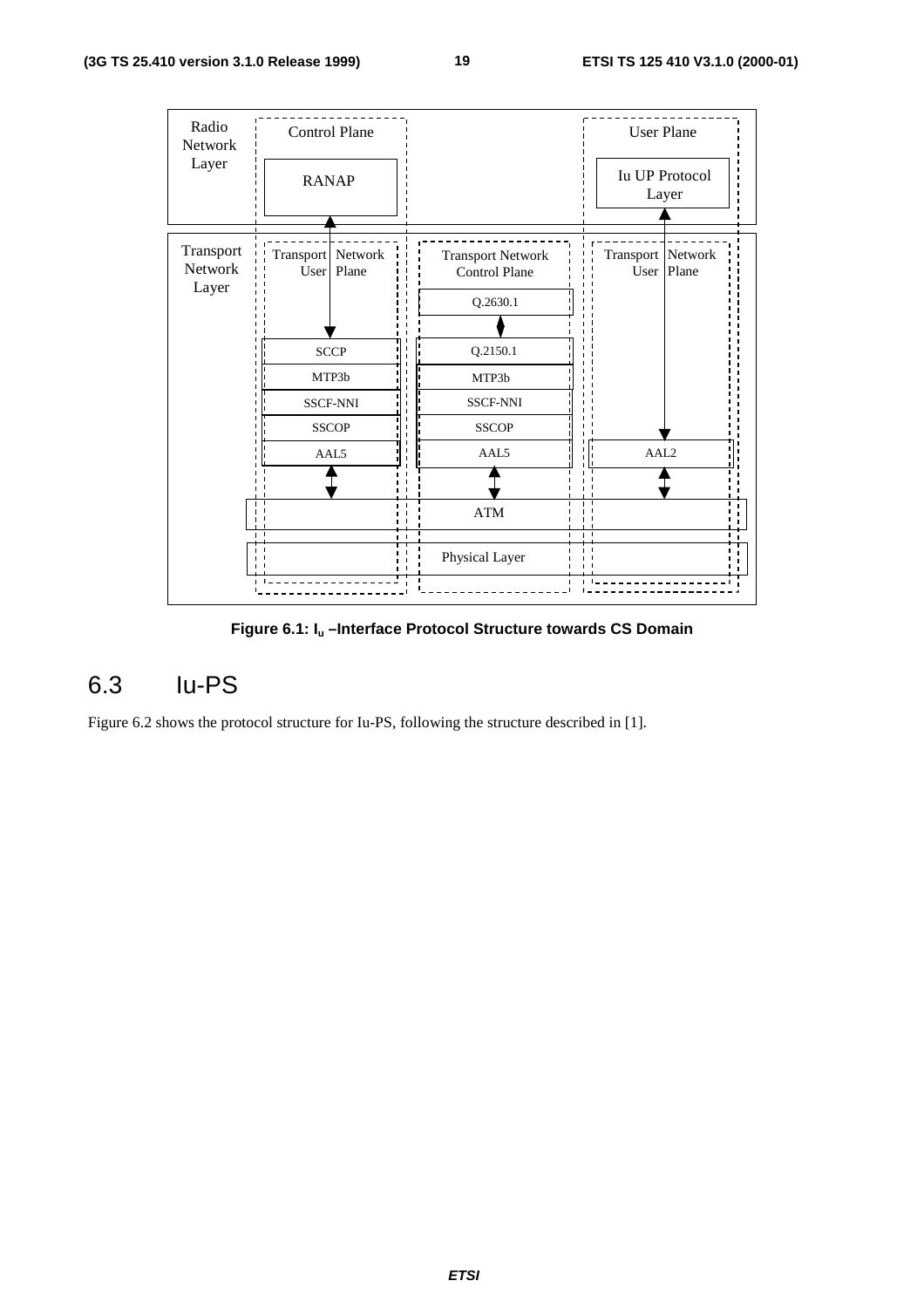Figure 6.1: $I_u$ –Interface Protocol Structure towards CS Domain

## 6.3 Iu-PS

Figure 6.2 shows the protocol structure for Iu-PS, following the structure described in [1].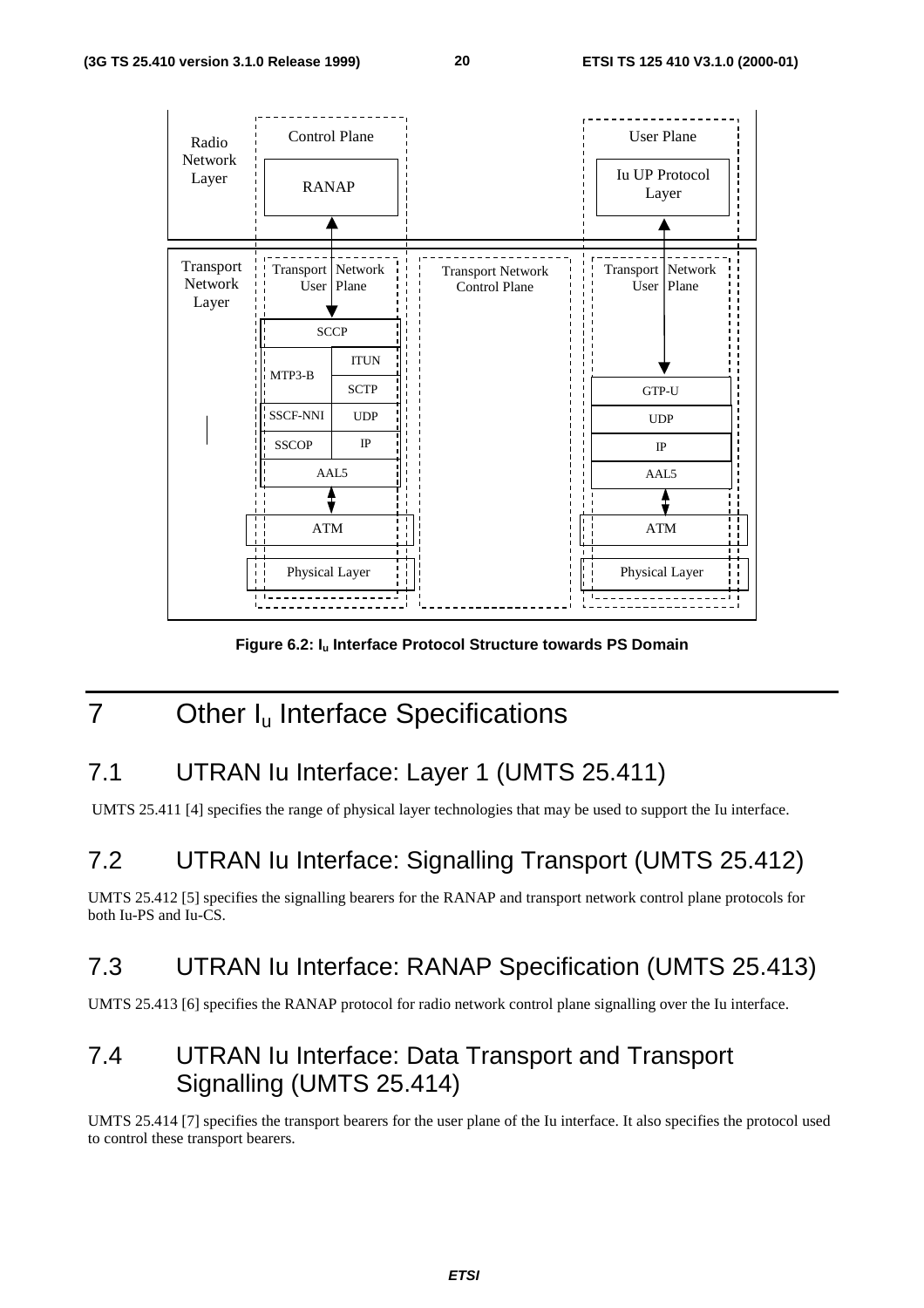Figure 6.2: $I_u$ Interface Protocol Structure towards PS Domain

# 7 Other $I_u$ Interface Specifications

## 7.1 UTRAN Iu Interface: Layer 1 (UMTS 25.411)

UMTS 25.411 [4] specifies the range of physical layer technologies that may be used to support the Iu interface.

## 7.2 UTRAN Iu Interface: Signalling Transport (UMTS 25.412)

UMTS 25.412 [5] specifies the signalling bearers for the RANAP and transport network control plane protocols for both Iu-PS and Iu-CS.

## 7.3 UTRAN Iu Interface: RANAP Specification (UMTS 25.413)

UMTS 25.413 [6] specifies the RANAP protocol for radio network control plane signalling over the Iu interface.

## 7.4 UTRAN Iu Interface: Data Transport and Transport Signalling (UMTS 25.414)

UMTS 25.414 [7] specifies the transport bearers for the user plane of the Iu interface. It also specifies the protocol used to control these transport bearers.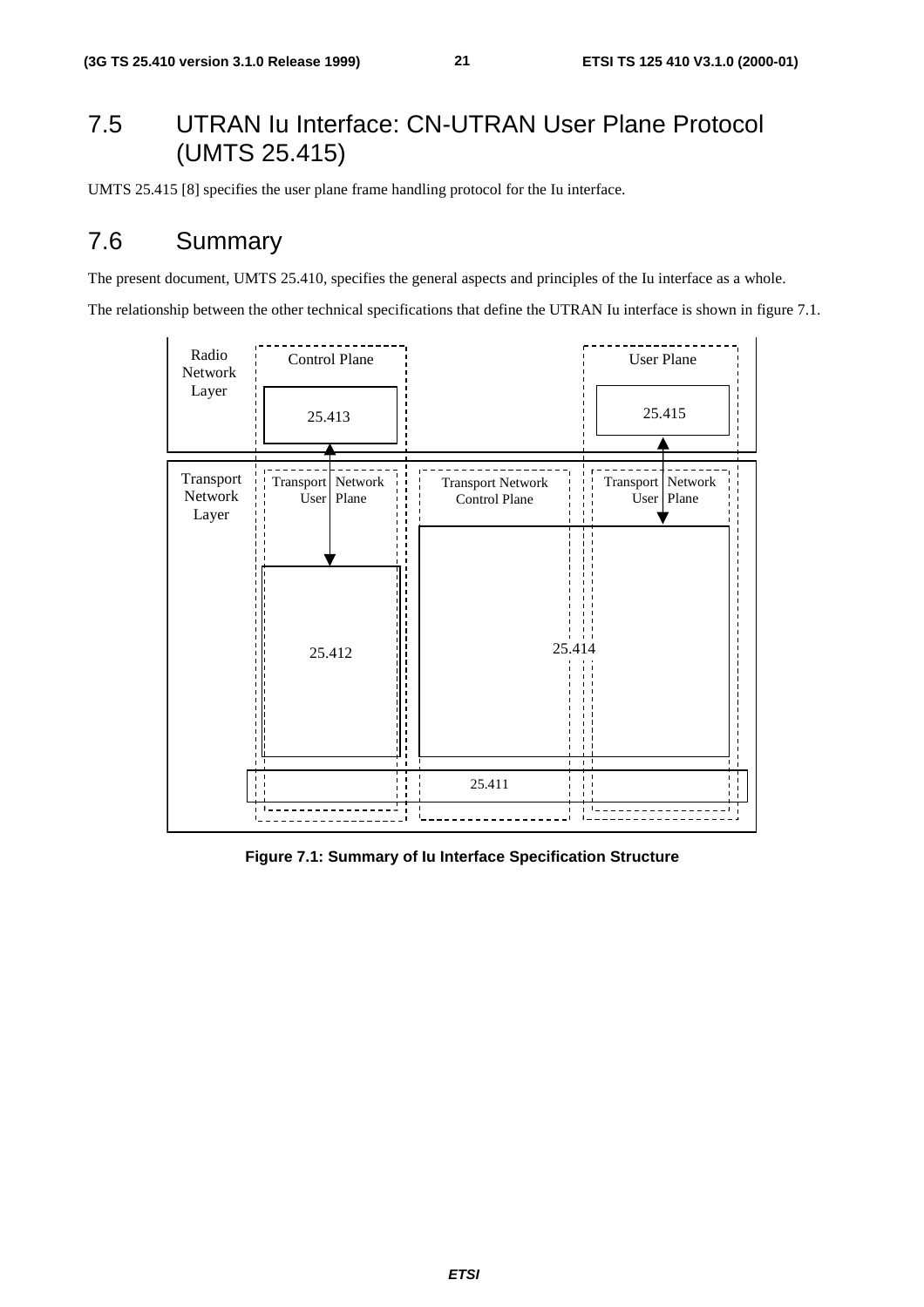## 7.5 UTRAN Iu Interface: CN-UTRAN User Plane Protocol (UMTS 25.415)

UMTS 25.415 [8] specifies the user plane frame handling protocol for the Iu interface.

## 7.6 Summary

The present document, UMTS 25.410, specifies the general aspects and principles of the Iu interface as a whole.

The relationship between the other technical specifications that define the UTRAN Iu interface is shown in figure 7.1.

Figure 7.1: Summary of Iu Interface Specification Structure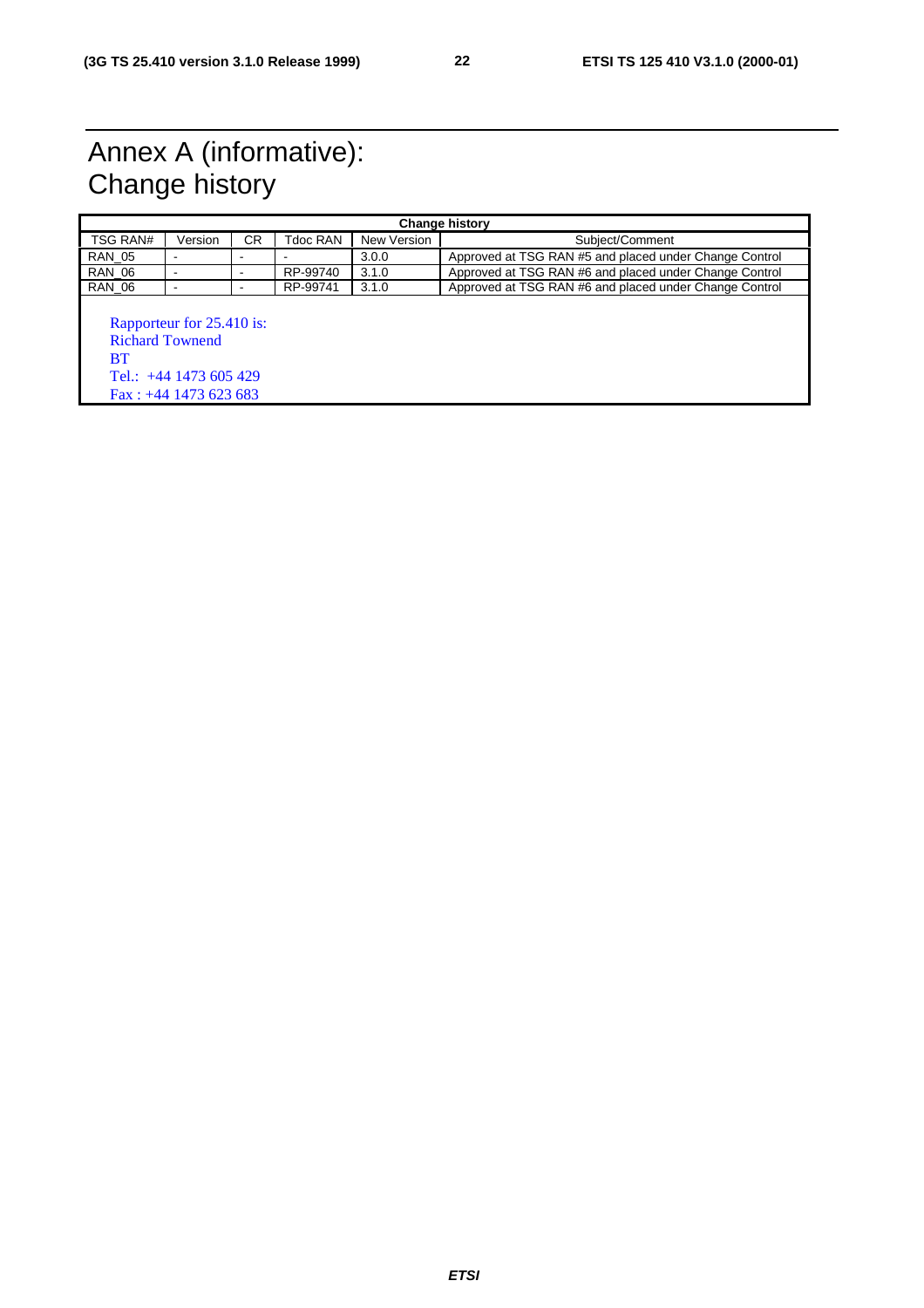# Annex A (informative): Change history

| Change history | | | | | |
|---|---|---|---|---|---|
| TSG RAN# | Version | CR | Tdoc RAN | New Version | Subject/Comment |
| RAN_05 | - | - | - | 3.0.0 | Approved at TSG RAN #5 and placed under Change Control |
| RAN_06 | - | - | RP-99740 | 3.1.0 | Approved at TSG RAN #6 and placed under Change Control |
| RAN_06 | - | - | RP-99741 | 3.1.0 | Approved at TSG RAN #6 and placed under Change Control |

Rapporteur for 25.410 is:
Richard Townend
BT
Tel.: +44 1473 605 429
Fax : +44 1473 623 683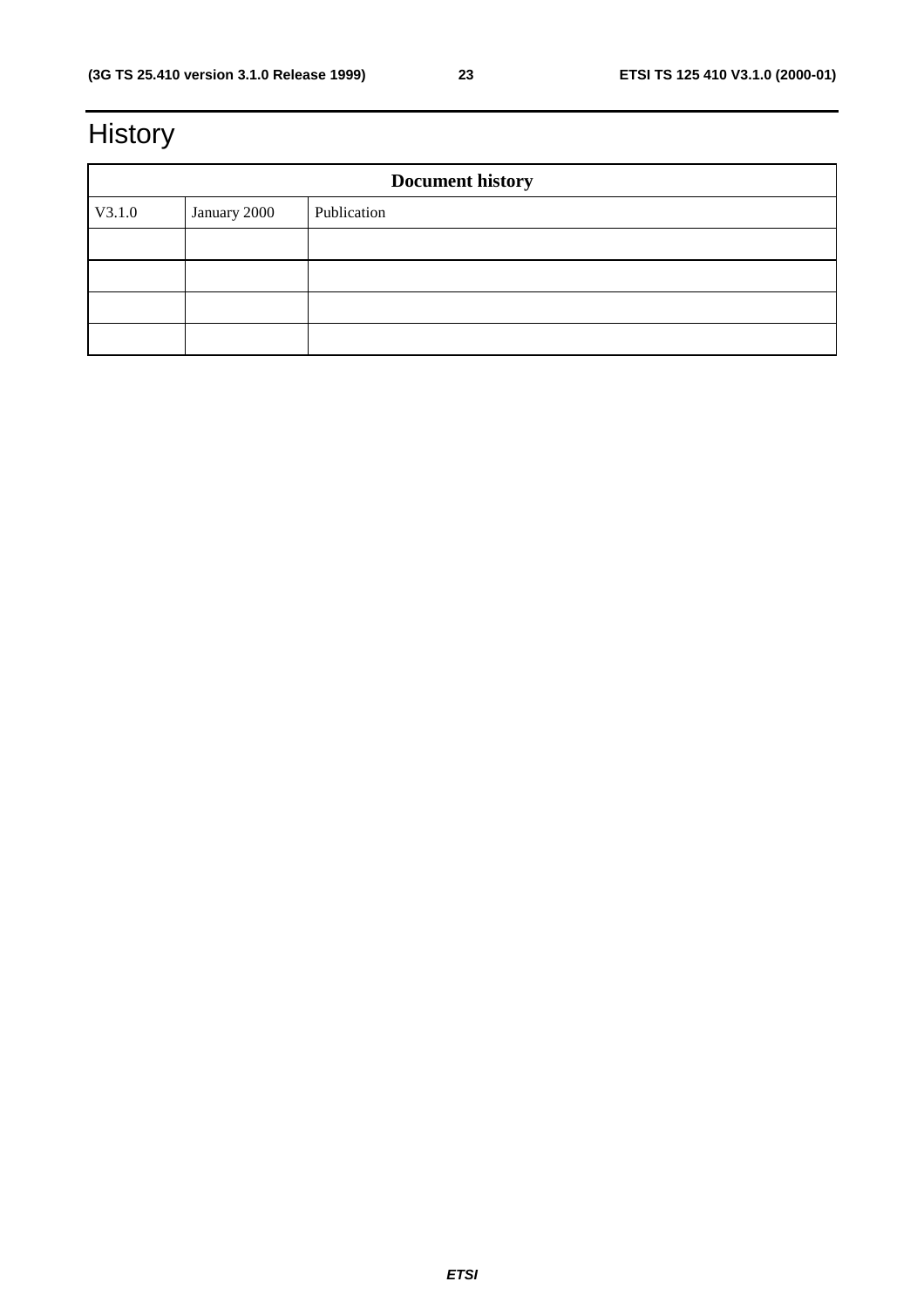# History

| Document history | | |
|---|---|---|
| V3.1.0 | January 2000 | Publication |
| | | |
| | | |
| | | |
| | | |